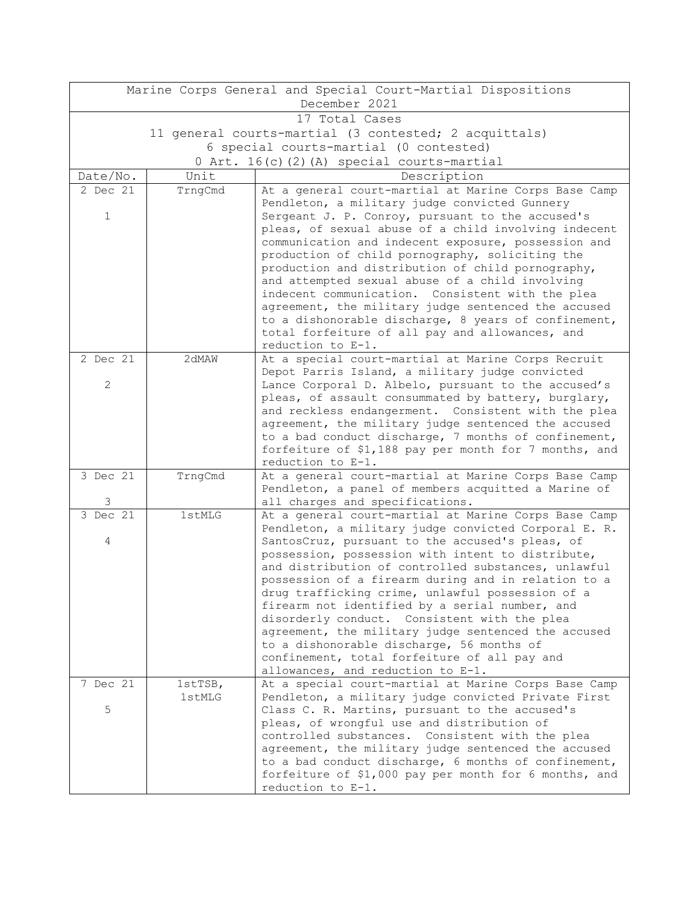| Marine Corps General and Special Court-Martial Dispositions<br>December 2021 | | |
|---|---|---|
| 17 Total Cases<br>11 general courts-martial (3 contested; 2 acquittals)<br>6 special courts-martial (0 contested)<br>0 Art. 16(c)(2)(A) special courts-martial | | |
| **Date/No.** | **Unit** | **Description** |
| 2 Dec 21<br><br>1 | TrngCmd | At a general court-martial at Marine Corps Base Camp Pendleton, a military judge convicted Gunnery Sergeant J. P. Conroy, pursuant to the accused's pleas, of sexual abuse of a child involving indecent communication and indecent exposure, possession and production of child pornography, soliciting the production and distribution of child pornography, and attempted sexual abuse of a child involving indecent communication. Consistent with the plea agreement, the military judge sentenced the accused to a dishonorable discharge, 8 years of confinement, total forfeiture of all pay and allowances, and reduction to E-1. |
| 2 Dec 21<br><br>2 | 2dMAW | At a special court-martial at Marine Corps Recruit Depot Parris Island, a military judge convicted Lance Corporal D. Albelo, pursuant to the accused's pleas, of assault consummated by battery, burglary, and reckless endangerment. Consistent with the plea agreement, the military judge sentenced the accused to a bad conduct discharge, 7 months of confinement, forfeiture of $1,188 pay per month for 7 months, and reduction to E-1. |
| 3 Dec 21<br><br>3 | TrngCmd | At a general court-martial at Marine Corps Base Camp Pendleton, a panel of members acquitted a Marine of all charges and specifications. |
| 3 Dec 21<br><br>4 | 1stMLG | At a general court-martial at Marine Corps Base Camp Pendleton, a military judge convicted Corporal E. R. SantosCruz, pursuant to the accused's pleas, of possession, possession with intent to distribute, and distribution of controlled substances, unlawful possession of a firearm during and in relation to a drug trafficking crime, unlawful possession of a firearm not identified by a serial number, and disorderly conduct. Consistent with the plea agreement, the military judge sentenced the accused to a dishonorable discharge, 56 months of confinement, total forfeiture of all pay and allowances, and reduction to E-1. |
| 7 Dec 21<br><br>5 | 1stTSB, 1stMLG | At a special court-martial at Marine Corps Base Camp Pendleton, a military judge convicted Private First Class C. R. Martins, pursuant to the accused's pleas, of wrongful use and distribution of controlled substances. Consistent with the plea agreement, the military judge sentenced the accused to a bad conduct discharge, 6 months of confinement, forfeiture of $1,000 pay per month for 6 months, and reduction to E-1. |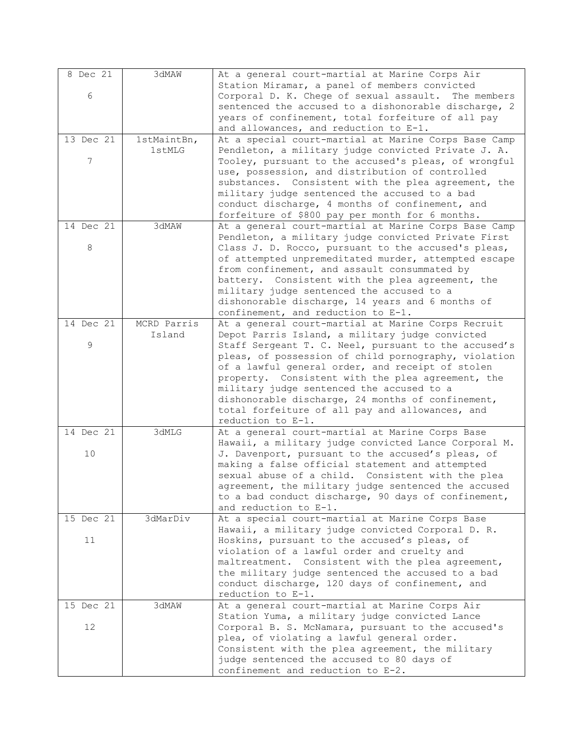| | | |
|---|---|---|
| 8 Dec 21<br><br>6 | 3dMAW | At a general court-martial at Marine Corps Air Station Miramar, a panel of members convicted Corporal D. K. Chege of sexual assault. The members sentenced the accused to a dishonorable discharge, 2 years of confinement, total forfeiture of all pay and allowances, and reduction to E-1. |
| 13 Dec 21<br><br>7 | 1stMaintBn, 1stMLG | At a special court-martial at Marine Corps Base Camp Pendleton, a military judge convicted Private J. A. Tooley, pursuant to the accused's pleas, of wrongful use, possession, and distribution of controlled substances. Consistent with the plea agreement, the military judge sentenced the accused to a bad conduct discharge, 4 months of confinement, and forfeiture of $800 pay per month for 6 months. |
| 14 Dec 21<br><br>8 | 3dMAW | At a general court-martial at Marine Corps Base Camp Pendleton, a military judge convicted Private First Class J. D. Rocco, pursuant to the accused's pleas, of attempted unpremeditated murder, attempted escape from confinement, and assault consummated by battery. Consistent with the plea agreement, the military judge sentenced the accused to a dishonorable discharge, 14 years and 6 months of confinement, and reduction to E-1. |
| 14 Dec 21<br><br>9 | MCRD Parris Island | At a general court-martial at Marine Corps Recruit Depot Parris Island, a military judge convicted Staff Sergeant T. C. Neel, pursuant to the accused's pleas, of possession of child pornography, violation of a lawful general order, and receipt of stolen property. Consistent with the plea agreement, the military judge sentenced the accused to a dishonorable discharge, 24 months of confinement, total forfeiture of all pay and allowances, and reduction to E-1. |
| 14 Dec 21<br><br>10 | 3dMLG | At a general court-martial at Marine Corps Base Hawaii, a military judge convicted Lance Corporal M. J. Davenport, pursuant to the accused's pleas, of making a false official statement and attempted sexual abuse of a child. Consistent with the plea agreement, the military judge sentenced the accused to a bad conduct discharge, 90 days of confinement, and reduction to E-1. |
| 15 Dec 21<br><br>11 | 3dMarDiv | At a special court-martial at Marine Corps Base Hawaii, a military judge convicted Corporal D. R. Hoskins, pursuant to the accused's pleas, of violation of a lawful order and cruelty and maltreatment. Consistent with the plea agreement, the military judge sentenced the accused to a bad conduct discharge, 120 days of confinement, and reduction to E-1. |
| 15 Dec 21<br><br>12 | 3dMAW | At a general court-martial at Marine Corps Air Station Yuma, a military judge convicted Lance Corporal B. S. McNamara, pursuant to the accused's plea, of violating a lawful general order. Consistent with the plea agreement, the military judge sentenced the accused to 80 days of confinement and reduction to E-2. |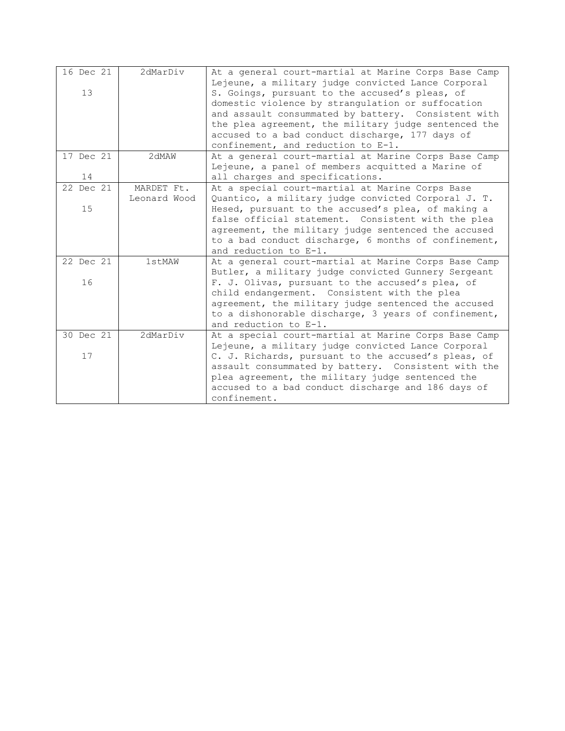| | | |
|---|---|---|
| 16 Dec 21<br><br>13 | 2dMarDiv | At a general court-martial at Marine Corps Base Camp Lejeune, a military judge convicted Lance Corporal S. Goings, pursuant to the accused's pleas, of domestic violence by strangulation or suffocation and assault consummated by battery. Consistent with the plea agreement, the military judge sentenced the accused to a bad conduct discharge, 177 days of confinement, and reduction to E-1. |
| 17 Dec 21<br><br>14 | 2dMAW | At a general court-martial at Marine Corps Base Camp Lejeune, a panel of members acquitted a Marine of all charges and specifications. |
| 22 Dec 21<br><br>15 | MARDET Ft. Leonard Wood | At a special court-martial at Marine Corps Base Quantico, a military judge convicted Corporal J. T. Hesed, pursuant to the accused's plea, of making a false official statement. Consistent with the plea agreement, the military judge sentenced the accused to a bad conduct discharge, 6 months of confinement, and reduction to E-1. |
| 22 Dec 21<br><br>16 | 1stMAW | At a general court-martial at Marine Corps Base Camp Butler, a military judge convicted Gunnery Sergeant F. J. Olivas, pursuant to the accused's plea, of child endangerment. Consistent with the plea agreement, the military judge sentenced the accused to a dishonorable discharge, 3 years of confinement, and reduction to E-1. |
| 30 Dec 21<br><br>17 | 2dMarDiv | At a special court-martial at Marine Corps Base Camp Lejeune, a military judge convicted Lance Corporal C. J. Richards, pursuant to the accused's pleas, of assault consummated by battery. Consistent with the plea agreement, the military judge sentenced the accused to a bad conduct discharge and 186 days of confinement. |